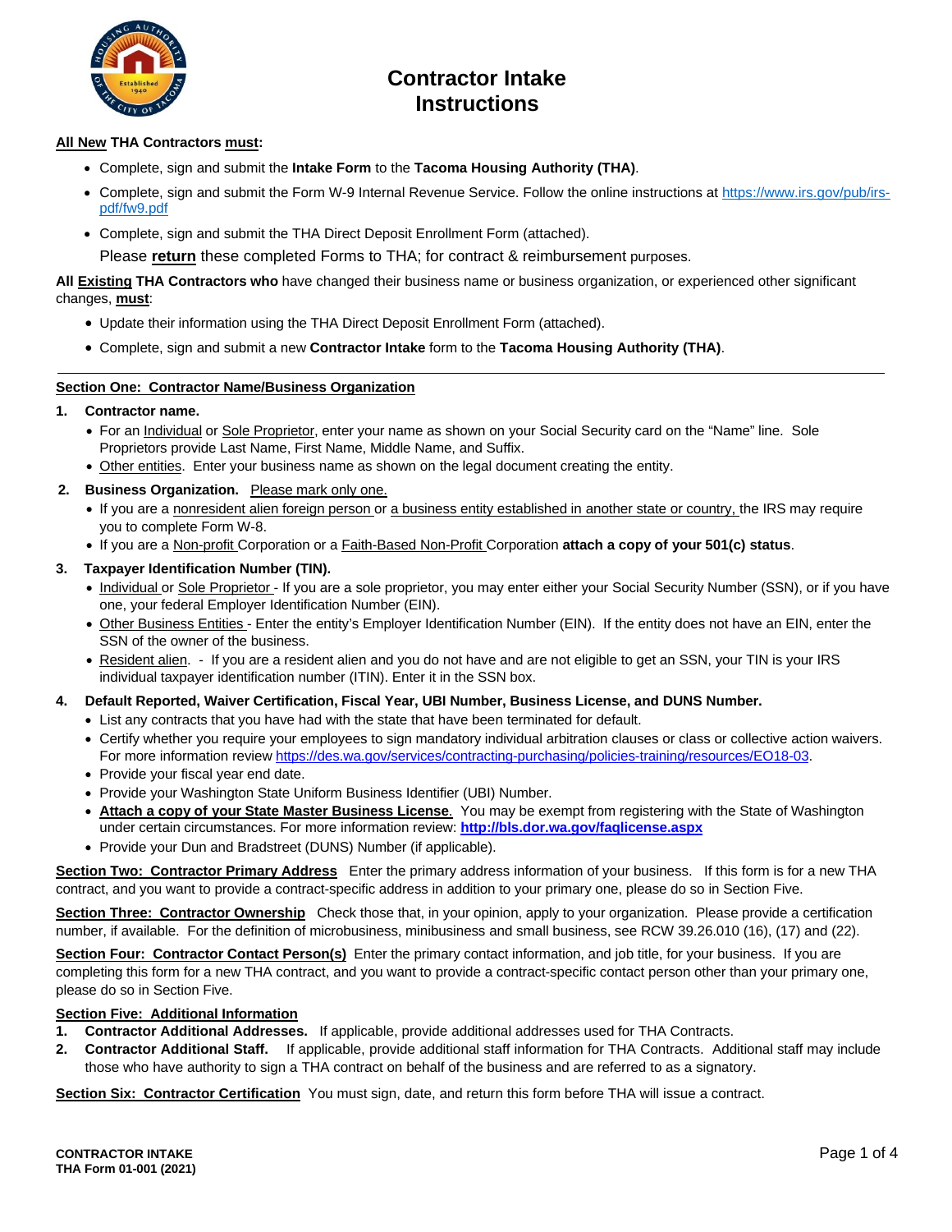# Contractor Intake Instructions

**All New THA Contractors must:**

- Complete, sign and submit the **Intake Form** to the **Tacoma Housing Authority (THA)**.
- Complete, sign and submit the Form W-9 Internal Revenue Service. Follow the online instructions at https://www.irs.gov/pub/irs-pdf/fw9.pdf
- Complete, sign and submit the THA Direct Deposit Enrollment Form (attached).

Please **return** these completed Forms to THA; for contract & reimbursement purposes.

**All Existing THA Contractors who** have changed their business name or business organization, or experienced other significant changes, **must**:

- Update their information using the THA Direct Deposit Enrollment Form (attached).
- Complete, sign and submit a new **Contractor Intake** form to the **Tacoma Housing Authority (THA)**.

---

## Section One: Contractor Name/Business Organization

1. **Contractor name.**
   - For an Individual or Sole Proprietor, enter your name as shown on your Social Security card on the "Name" line. Sole Proprietors provide Last Name, First Name, Middle Name, and Suffix.
   - Other entities. Enter your business name as shown on the legal document creating the entity.
2. **Business Organization.** Please mark only one.
   - If you are a nonresident alien foreign person or a business entity established in another state or country, the IRS may require you to complete Form W-8.
   - If you are a Non-profit Corporation or a Faith-Based Non-Profit Corporation **attach a copy of your 501(c) status**.
3. **Taxpayer Identification Number (TIN).**
   - Individual or Sole Proprietor - If you are a sole proprietor, you may enter either your Social Security Number (SSN), or if you have one, your federal Employer Identification Number (EIN).
   - Other Business Entities - Enter the entity's Employer Identification Number (EIN). If the entity does not have an EIN, enter the SSN of the owner of the business.
   - Resident alien. - If you are a resident alien and you do not have and are not eligible to get an SSN, your TIN is your IRS individual taxpayer identification number (ITIN). Enter it in the SSN box.
4. **Default Reported, Waiver Certification, Fiscal Year, UBI Number, Business License, and DUNS Number.**
   - List any contracts that you have had with the state that have been terminated for default.
   - Certify whether you require your employees to sign mandatory individual arbitration clauses or class or collective action waivers. For more information review https://des.wa.gov/services/contracting-purchasing/policies-training/resources/EO18-03.
   - Provide your fiscal year end date.
   - Provide your Washington State Uniform Business Identifier (UBI) Number.
   - **Attach a copy of your State Master Business License.** You may be exempt from registering with the State of Washington under certain circumstances. For more information review: **http://bls.dor.wa.gov/faqlicense.aspx**
   - Provide your Dun and Bradstreet (DUNS) Number (if applicable).

**Section Two: Contractor Primary Address** Enter the primary address information of your business. If this form is for a new THA contract, and you want to provide a contract-specific address in addition to your primary one, please do so in Section Five.

**Section Three: Contractor Ownership** Check those that, in your opinion, apply to your organization. Please provide a certification number, if available. For the definition of microbusiness, minibusiness and small business, see RCW 39.26.010 (16), (17) and (22).

**Section Four: Contractor Contact Person(s)** Enter the primary contact information, and job title, for your business. If you are completing this form for a new THA contract, and you want to provide a contract-specific contact person other than your primary one, please do so in Section Five.

## Section Five: Additional Information

1. **Contractor Additional Addresses.** If applicable, provide additional addresses used for THA Contracts.
2. **Contractor Additional Staff.** If applicable, provide additional staff information for THA Contracts. Additional staff may include those who have authority to sign a THA contract on behalf of the business and are referred to as a signatory.

**Section Six: Contractor Certification** You must sign, date, and return this form before THA will issue a contract.

**CONTRACTOR INTAKE**
**THA Form 01-001 (2021)**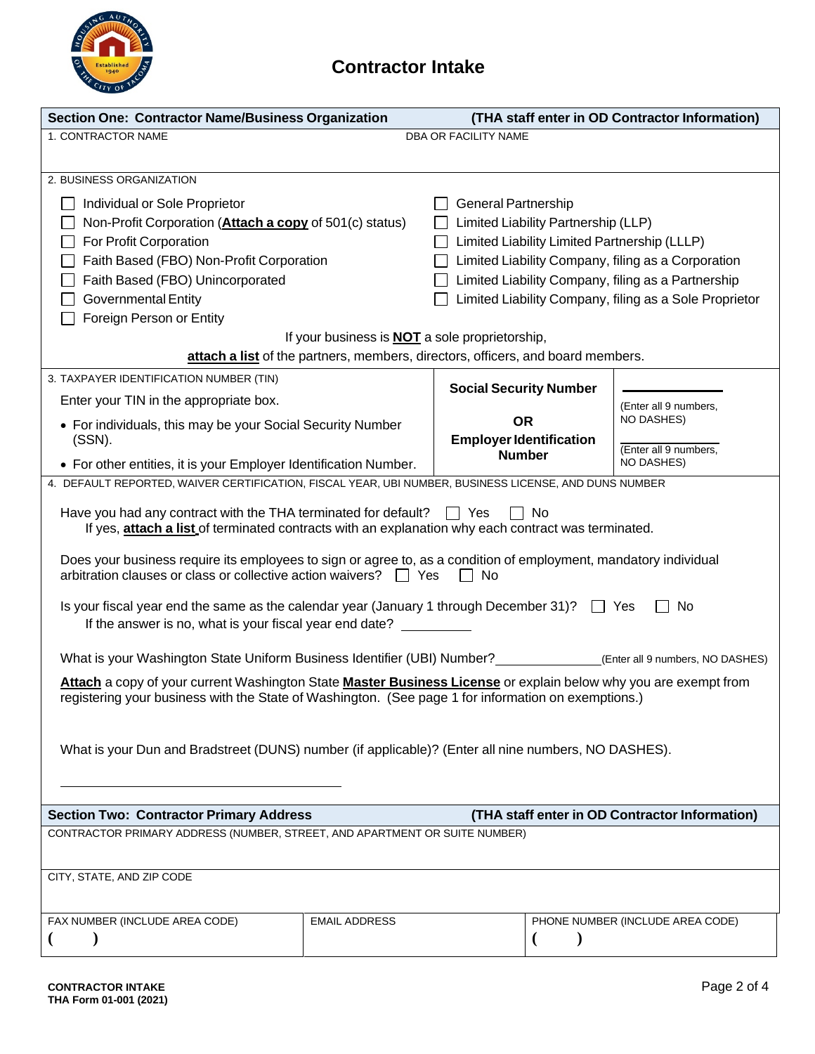# Contractor Intake

## Section One: Contractor Name/Business Organization (THA staff enter in OD Contractor Information)

1. CONTRACTOR NAME

DBA OR FACILITY NAME

2. BUSINESS ORGANIZATION

- ☐ Individual or Sole Proprietor
- ☐ Non-Profit Corporation (**Attach a copy** of 501(c) status)
- ☐ For Profit Corporation
- ☐ Faith Based (FBO) Non-Profit Corporation
- ☐ Faith Based (FBO) Unincorporated
- ☐ Governmental Entity
- ☐ Foreign Person or Entity
- ☐ General Partnership
- ☐ Limited Liability Partnership (LLP)
- ☐ Limited Liability Limited Partnership (LLLP)
- ☐ Limited Liability Company, filing as a Corporation
- ☐ Limited Liability Company, filing as a Partnership
- ☐ Limited Liability Company, filing as a Sole Proprietor

If your business is **NOT** a sole proprietorship,
**attach a list** of the partners, members, directors, officers, and board members.

3. TAXPAYER IDENTIFICATION NUMBER (TIN)

Enter your TIN in the appropriate box.

- For individuals, this may be your Social Security Number (SSN).
- For other entities, it is your Employer Identification Number.

| | |
|---|---|
| **Social Security Number** | ______ (Enter all 9 numbers, NO DASHES) |
| **OR** | |
| **Employer Identification Number** | ______ (Enter all 9 numbers, NO DASHES) |

4. DEFAULT REPORTED, WAIVER CERTIFICATION, FISCAL YEAR, UBI NUMBER, BUSINESS LICENSE, AND DUNS NUMBER

Have you had any contract with the THA terminated for default? ☐ Yes ☐ No
If yes, **attach a list** of terminated contracts with an explanation why each contract was terminated.

Does your business require its employees to sign or agree to, as a condition of employment, mandatory individual arbitration clauses or class or collective action waivers? ☐ Yes ☐ No

Is your fiscal year end the same as the calendar year (January 1 through December 31)? ☐ Yes ☐ No
If the answer is no, what is your fiscal year end date? __________

What is your Washington State Uniform Business Identifier (UBI) Number?______________ (Enter all 9 numbers, NO DASHES)

**Attach** a copy of your current Washington State **Master Business License** or explain below why you are exempt from registering your business with the State of Washington. (See page 1 for information on exemptions.)

What is your Dun and Bradstreet (DUNS) number (if applicable)? (Enter all nine numbers, NO DASHES).

______________________________

## Section Two: Contractor Primary Address (THA staff enter in OD Contractor Information)

CONTRACTOR PRIMARY ADDRESS (NUMBER, STREET, AND APARTMENT OR SUITE NUMBER)

CITY, STATE, AND ZIP CODE

| FAX NUMBER (INCLUDE AREA CODE) | EMAIL ADDRESS | PHONE NUMBER (INCLUDE AREA CODE) |
|---|---|---|
| ( ) | | ( ) |

**CONTRACTOR INTAKE**
**THA Form 01-001 (2021)**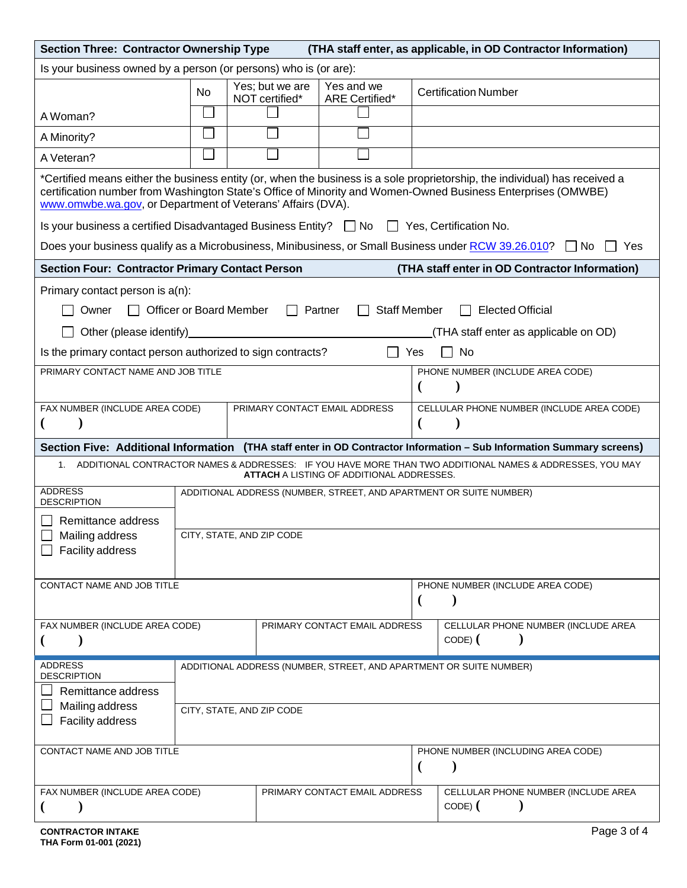## Section Three: Contractor Ownership Type (THA staff enter, as applicable, in OD Contractor Information)

Is your business owned by a person (or persons) who is (or are):

| | No | Yes; but we are NOT certified* | Yes and we ARE Certified* | Certification Number |
|---|---|---|---|---|
| A Woman? | ☐ | ☐ | ☐ | |
| A Minority? | ☐ | ☐ | ☐ | |
| A Veteran? | ☐ | ☐ | ☐ | |

*Certified means either the business entity (or, when the business is a sole proprietorship, the individual) has received a certification number from Washington State's Office of Minority and Women-Owned Business Enterprises (OMWBE) www.omwbe.wa.gov, or Department of Veterans' Affairs (DVA).

Is your business a certified Disadvantaged Business Entity? ☐ No ☐ Yes, Certification No.

Does your business qualify as a Microbusiness, Minibusiness, or Small Business under RCW 39.26.010? ☐ No ☐ Yes

## Section Four: Contractor Primary Contact Person (THA staff enter in OD Contractor Information)

Primary contact person is a(n):

☐ Owner ☐ Officer or Board Member ☐ Partner ☐ Staff Member ☐ Elected Official

☐ Other (please identify)________________________________________(THA staff enter as applicable on OD)

Is the primary contact person authorized to sign contracts? ☐ Yes ☐ No

| PRIMARY CONTACT NAME AND JOB TITLE | | PHONE NUMBER (INCLUDE AREA CODE)<br>( ) |
|---|---|---|
| FAX NUMBER (INCLUDE AREA CODE)<br>( ) | PRIMARY CONTACT EMAIL ADDRESS | CELLULAR PHONE NUMBER (INCLUDE AREA CODE)<br>( ) |

## Section Five: Additional Information (THA staff enter in OD Contractor Information – Sub Information Summary screens)

1. ADDITIONAL CONTRACTOR NAMES & ADDRESSES: IF YOU HAVE MORE THAN TWO ADDITIONAL NAMES & ADDRESSES, YOU MAY **ATTACH** A LISTING OF ADDITIONAL ADDRESSES.

| ADDRESS DESCRIPTION | ADDITIONAL ADDRESS (NUMBER, STREET, AND APARTMENT OR SUITE NUMBER) | |
|---|---|---|
| ☐ Remittance address<br>☐ Mailing address<br>☐ Facility address | CITY, STATE, AND ZIP CODE | |
| CONTACT NAME AND JOB TITLE | | PHONE NUMBER (INCLUDE AREA CODE)<br>( ) |
| FAX NUMBER (INCLUDE AREA CODE)<br>( ) | PRIMARY CONTACT EMAIL ADDRESS | CELLULAR PHONE NUMBER (INCLUDE AREA CODE) ( ) |

| ADDRESS DESCRIPTION | ADDITIONAL ADDRESS (NUMBER, STREET, AND APARTMENT OR SUITE NUMBER) | |
|---|---|---|
| ☐ Remittance address<br>☐ Mailing address<br>☐ Facility address | CITY, STATE, AND ZIP CODE | |
| CONTACT NAME AND JOB TITLE | | PHONE NUMBER (INCLUDING AREA CODE)<br>( ) |
| FAX NUMBER (INCLUDE AREA CODE)<br>( ) | PRIMARY CONTACT EMAIL ADDRESS | CELLULAR PHONE NUMBER (INCLUDE AREA CODE) ( ) |

**CONTRACTOR INTAKE**
**THA Form 01-001 (2021)**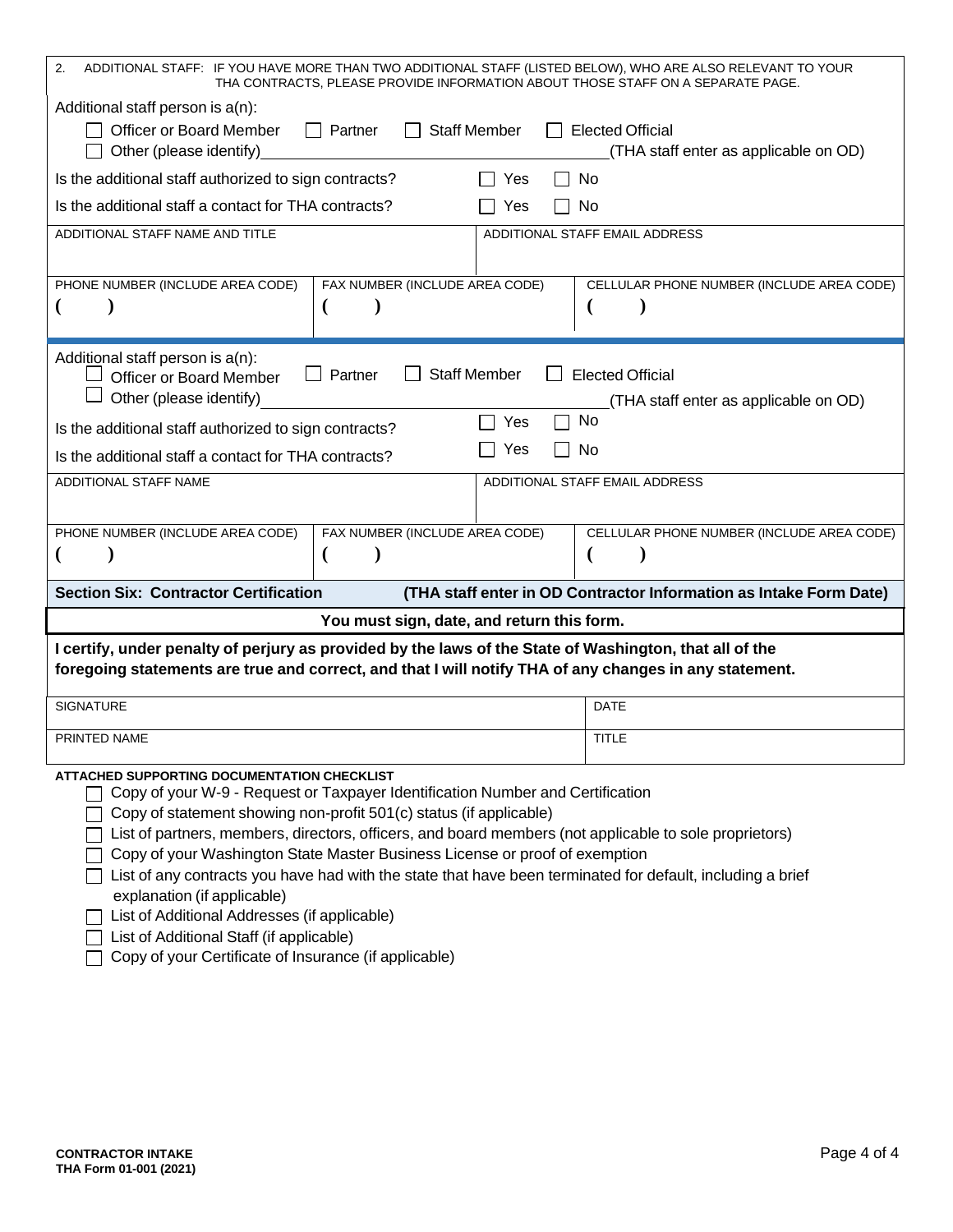2. ADDITIONAL STAFF: IF YOU HAVE MORE THAN TWO ADDITIONAL STAFF (LISTED BELOW), WHO ARE ALSO RELEVANT TO YOUR THA CONTRACTS, PLEASE PROVIDE INFORMATION ABOUT THOSE STAFF ON A SEPARATE PAGE.

Additional staff person is a(n):

☐ Officer or Board Member ☐ Partner ☐ Staff Member ☐ Elected Official

☐ Other (please identify)\_\_\_\_\_\_\_\_\_\_\_\_\_\_\_\_\_\_\_\_\_\_\_\_\_\_\_\_(THA staff enter as applicable on OD)

Is the additional staff authorized to sign contracts? ☐ Yes ☐ No

Is the additional staff a contact for THA contracts? ☐ Yes ☐ No

| ADDITIONAL STAFF NAME AND TITLE | | ADDITIONAL STAFF EMAIL ADDRESS |
|---|---|---|
| | | |
| PHONE NUMBER (INCLUDE AREA CODE) | FAX NUMBER (INCLUDE AREA CODE) | CELLULAR PHONE NUMBER (INCLUDE AREA CODE) |
| (    ) | (    ) | (    ) |

Additional staff person is a(n):

☐ Officer or Board Member ☐ Partner ☐ Staff Member ☐ Elected Official

☐ Other (please identify)\_\_\_\_\_\_\_\_\_\_\_\_\_\_\_\_\_\_\_\_\_\_\_\_\_\_\_\_(THA staff enter as applicable on OD)

Is the additional staff authorized to sign contracts? ☐ Yes ☐ No

Is the additional staff a contact for THA contracts? ☐ Yes ☐ No

| ADDITIONAL STAFF NAME | | ADDITIONAL STAFF EMAIL ADDRESS |
|---|---|---|
| | | |
| PHONE NUMBER (INCLUDE AREA CODE) | FAX NUMBER (INCLUDE AREA CODE) | CELLULAR PHONE NUMBER (INCLUDE AREA CODE) |
| (    ) | (    ) | (    ) |

## Section Six: Contractor Certification (THA staff enter in OD Contractor Information as Intake Form Date)

**You must sign, date, and return this form.**

**I certify, under penalty of perjury as provided by the laws of the State of Washington, that all of the foregoing statements are true and correct, and that I will notify THA of any changes in any statement.**

| SIGNATURE | DATE |
|---|---|
| PRINTED NAME | TITLE |

**ATTACHED SUPPORTING DOCUMENTATION CHECKLIST**

- ☐ Copy of your W-9 - Request or Taxpayer Identification Number and Certification
- ☐ Copy of statement showing non-profit 501(c) status (if applicable)
- ☐ List of partners, members, directors, officers, and board members (not applicable to sole proprietors)
- ☐ Copy of your Washington State Master Business License or proof of exemption
- ☐ List of any contracts you have had with the state that have been terminated for default, including a brief explanation (if applicable)
- ☐ List of Additional Addresses (if applicable)
- ☐ List of Additional Staff (if applicable)
- ☐ Copy of your Certificate of Insurance (if applicable)

**CONTRACTOR INTAKE**
**THA Form 01-001 (2021)**